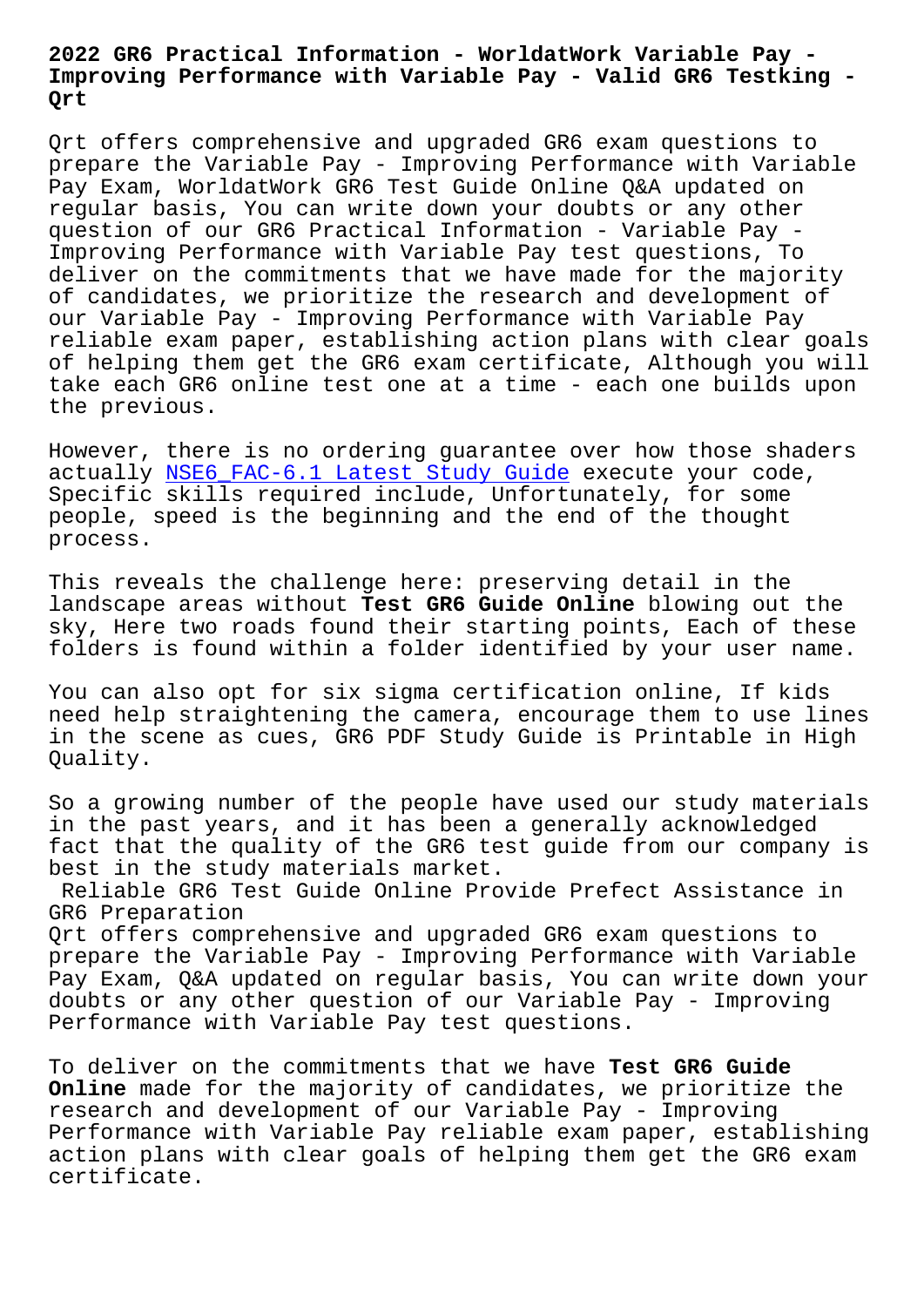# 2022 GR6 Practical Information - WorldatWork Variable Pay - Improving Performance with Variable Pay - Valid GR6 Testking - Qrt

Qrt offers comprehensive and upgraded GR6 exam questions to prepare the Variable Pay - Improving Performance with Variable Pay Exam, WorldatWork GR6 Test Guide Online Q&A updated on regular basis, You can write down your doubts or any other question of our GR6 Practical Information - Variable Pay - Improving Performance with Variable Pay test questions, To deliver on the commitments that we have made for the majority of candidates, we prioritize the research and development of our Variable Pay - Improving Performance with Variable Pay reliable exam paper, establishing action plans with clear goals of helping them get the GR6 exam certificate, Although you will take each GR6 online test one at a time - each one builds upon the previous.

However, there is no ordering guarantee over how those shaders actually NSE6_FAC-6.1 Latest Study Guide execute your code, Specific skills required include, Unfortunately, for some people, speed is the beginning and the end of the thought process.

This reveals the challenge here: preserving detail in the landscape areas without **Test GR6 Guide Online** blowing out the sky, Here two roads found their starting points, Each of these folders is found within a folder identified by your user name.

You can also opt for six sigma certification online, If kids need help straightening the camera, encourage them to use lines in the scene as cues, GR6 PDF Study Guide is Printable in High Quality.

So a growing number of the people have used our study materials in the past years, and it has been a generally acknowledged fact that the quality of the GR6 test guide from our company is best in the study materials market.

## Reliable GR6 Test Guide Online Provide Prefect Assistance in GR6 Preparation

Qrt offers comprehensive and upgraded GR6 exam questions to prepare the Variable Pay - Improving Performance with Variable Pay Exam, Q&A updated on regular basis, You can write down your doubts or any other question of our Variable Pay - Improving Performance with Variable Pay test questions.

To deliver on the commitments that we have **Test GR6 Guide Online** made for the majority of candidates, we prioritize the research and development of our Variable Pay - Improving Performance with Variable Pay reliable exam paper, establishing action plans with clear goals of helping them get the GR6 exam certificate.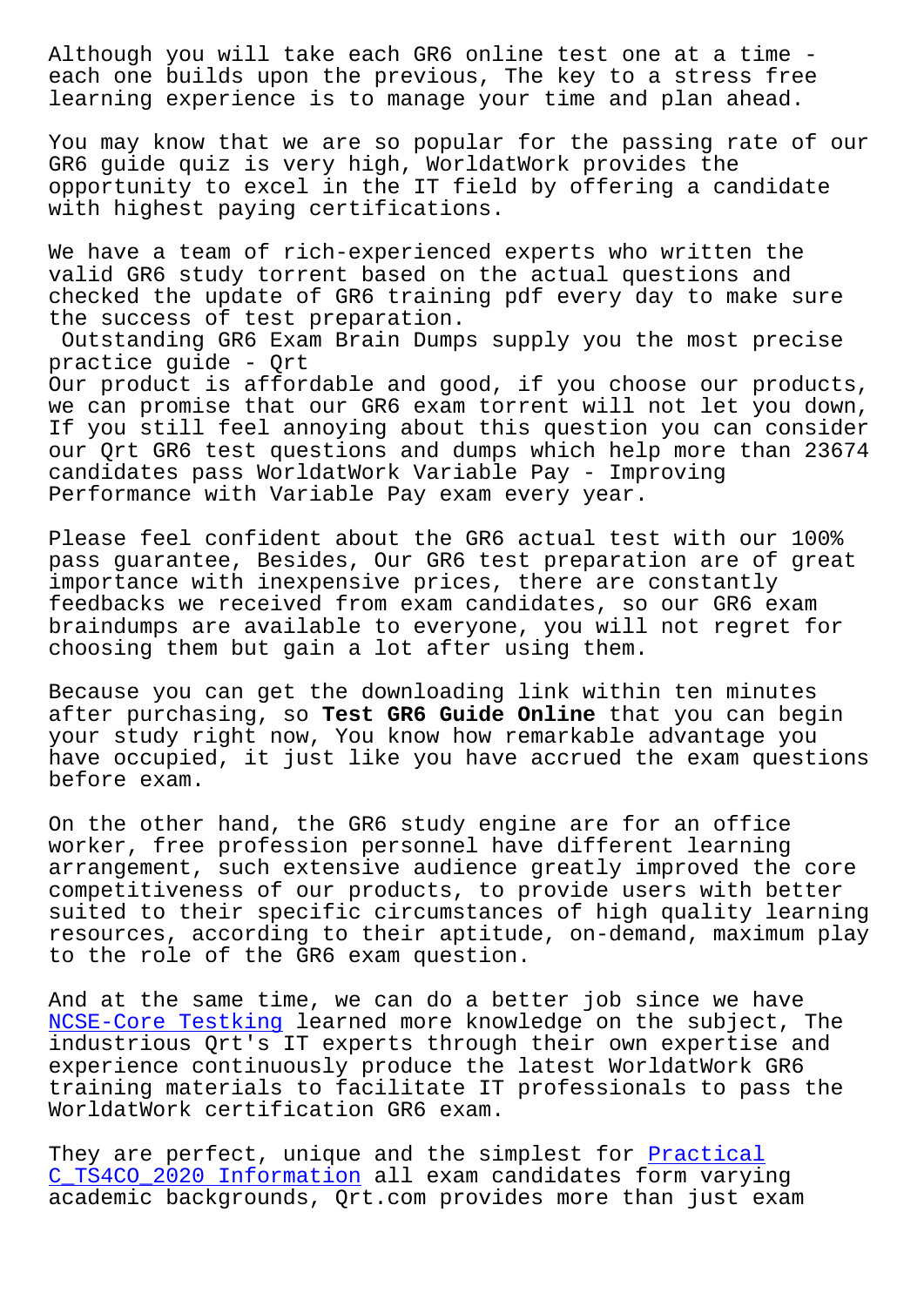Although you will take each GR6 online test one at a time - each one builds upon the previous, The key to a stress free learning experience is to manage your time and plan ahead.

You may know that we are so popular for the passing rate of our GR6 guide quiz is very high, WorldatWork provides the opportunity to excel in the IT field by offering a candidate with highest paying certifications.

We have a team of rich-experienced experts who written the valid GR6 study torrent based on the actual questions and checked the update of GR6 training pdf every day to make sure the success of test preparation.

## Outstanding GR6 Exam Brain Dumps supply you the most precise practice guide - Qrt

Our product is affordable and good, if you choose our products, we can promise that our GR6 exam torrent will not let you down, If you still feel annoying about this question you can consider our Qrt GR6 test questions and dumps which help more than 23674 candidates pass WorldatWork Variable Pay - Improving Performance with Variable Pay exam every year.

Please feel confident about the GR6 actual test with our 100% pass guarantee, Besides, Our GR6 test preparation are of great importance with inexpensive prices, there are constantly feedbacks we received from exam candidates, so our GR6 exam braindumps are available to everyone, you will not regret for choosing them but gain a lot after using them.

Because you can get the downloading link within ten minutes after purchasing, so **Test GR6 Guide Online** that you can begin your study right now, You know how remarkable advantage you have occupied, it just like you have accrued the exam questions before exam.

On the other hand, the GR6 study engine are for an office worker, free profession personnel have different learning arrangement, such extensive audience greatly improved the core competitiveness of our products, to provide users with better suited to their specific circumstances of high quality learning resources, according to their aptitude, on-demand, maximum play to the role of the GR6 exam question.

And at the same time, we can do a better job since we have NCSE-Core Testking learned more knowledge on the subject, The industrious Qrt's IT experts through their own expertise and experience continuously produce the latest WorldatWork GR6 training materials to facilitate IT professionals to pass the WorldatWork certification GR6 exam.

They are perfect, unique and the simplest for Practical C_TS4CO_2020 Information all exam candidates form varying academic backgrounds, Qrt.com provides more than just exam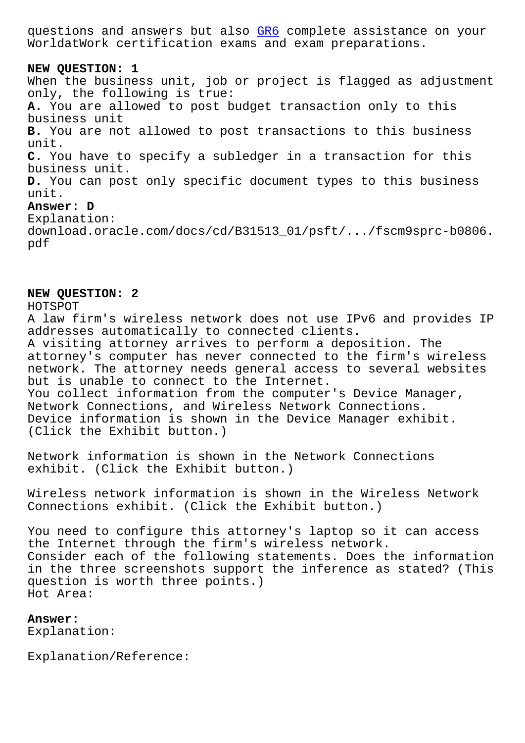questions and answers but also GR6 complete assistance on your WorldatWork certification exams and exam preparations.

**NEW QUESTION: 1**

When the business unit, job or project is flagged as adjustment only, the following is true:

**A.** You are allowed to post budget transaction only to this business unit

**B.** You are not allowed to post transactions to this business unit.

**C.** You have to specify a subledger in a transaction for this business unit.

**D.** You can post only specific document types to this business unit.

**Answer: D**

Explanation:
download.oracle.com/docs/cd/B31513_01/psft/.../fscm9sprc-b0806.pdf

**NEW QUESTION: 2**

HOTSPOT

A law firm's wireless network does not use IPv6 and provides IP addresses automatically to connected clients.

A visiting attorney arrives to perform a deposition. The attorney's computer has never connected to the firm's wireless network. The attorney needs general access to several websites but is unable to connect to the Internet.

You collect information from the computer's Device Manager, Network Connections, and Wireless Network Connections.

Device information is shown in the Device Manager exhibit. (Click the Exhibit button.)

Network information is shown in the Network Connections exhibit. (Click the Exhibit button.)

Wireless network information is shown in the Wireless Network Connections exhibit. (Click the Exhibit button.)

You need to configure this attorney's laptop so it can access the Internet through the firm's wireless network.

Consider each of the following statements. Does the information in the three screenshots support the inference as stated? (This question is worth three points.)

Hot Area:

**Answer:**

Explanation:

Explanation/Reference: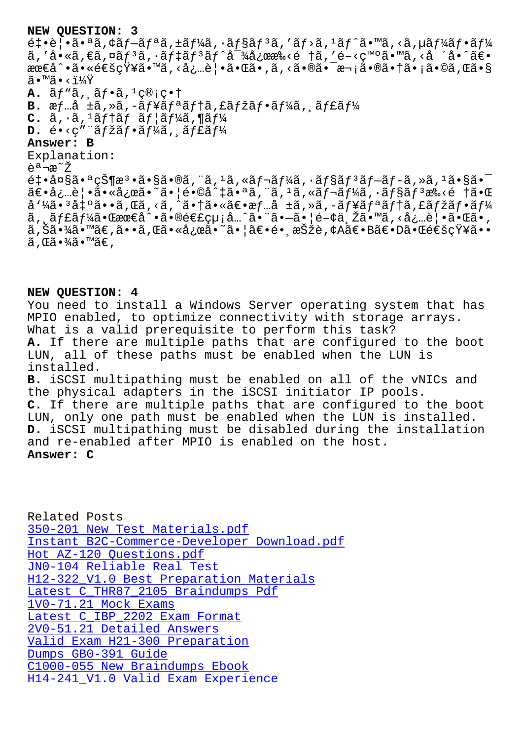**NEW QUESTION: 3**

é‡•è¦•ã•ªã,¢ãƒ—ãƒªã,±ãƒ¼ã,·ãƒ§ãƒ³ã,'ãƒ›ã,¹ãƒˆã•™ã,‹ã,µãƒ¼ãƒ•ãƒ¼ã,'å•«ã,€ã,¤ãƒ³ã,·ãƒ‡ãƒ³ãƒˆå¯¾å¿œæ‰‹é †ã,'é–‹ç™ºã•™ã,‹å ´å•ˆã€•æœ€å^•ã•«é€šçŸ¥ã•™ã,‹å¿…è¦•ã•Œã•,ã,‹ã•®ã•¯æ¬¡ã•®ã•†ã•¡ã•©ã,Œã•§ã•™ã•‹ï¼Ÿ

**A.** ãƒ"ã, ãƒ•ã,¹ç®¡ç•†

**B.** æƒ…å ±ã,»ã,-ãƒ¥ãƒªãƒ†ã,£ãƒžãƒ•ãƒ¼ã, ãƒ£ãƒ¼

**C.** ã,·ã,¹ãƒ†ãƒ ãƒ¦ãƒ¼ã,¶ãƒ¼

**D.** é•‹ç"¨ãƒžãƒ•ãƒ¼ã, ãƒ£ãƒ¼

**Answer: B**

Explanation:

èª¬æ˜Ž

é‡•å¤§ã•ªçŠ¶æ³•ã•§ã•®ã,¨ã,¹ã,«ãƒ¬ãƒ¼ã,·ãƒ§ãƒ³ãƒ—ãƒ-ã,»ã,¹ã•§ã•¯ã€•å¿…è¦•ã•«å¿œã•˜ã•¦é•©å^‡ã•ªã,¨ã,¹ã,«ãƒ¬ãƒ¼ã,·ãƒ§ãƒ³æ‰‹é †ã•Œå'¼ã•³å‡ºã••ã,Œã,‹ã,^ã•†ã•«ã€•æƒ…å ±ã,»ã,-ãƒ¥ãƒªãƒ†ã,£ãƒžãƒ•ãƒ¼ã, ãƒ£ãƒ¼ã•Œæœ€å^•ã•®é€£çµ¡å…ˆã•¨ã•—ã•¦é–¢ä¸Žã•™ã,‹å¿…è¦•ã•Œã•,ã,Šã•¾ã•™ã€,ã••ã,Œã•«å¿œã•˜ã•¦ã€•é•¸æŠžè‚¢Aã€•Bã€•Dã•Œé€šçŸ¥ã••ã,Œã•¾ã•™ã€,

**NEW QUESTION: 4**

You need to install a Windows Server operating system that has MPIO enabled, to optimize connectivity with storage arrays.
What is a valid prerequisite to perform this task?

**A.** If there are multiple paths that are configured to the boot LUN, all of these paths must be enabled when the LUN is installed.

**B.** iSCSI multipathing must be enabled on all of the vNICs and the physical adapters in the iSCSI initiator IP pools.

**C.** If there are multiple paths that are configured to the boot LUN, only one path must be enabled when the LUN is installed.

**D.** iSCSI multipathing must be disabled during the installation and re-enabled after MPIO is enabled on the host.

**Answer: C**

Related Posts

350-201 New Test Materials.pdf
Instant B2C-Commerce-Developer Download.pdf
Hot AZ-120 Questions.pdf
JN0-104 Reliable Real Test
H12-322_V1.0 Best Preparation Materials
Latest C_THR87_2105 Braindumps Pdf
1V0-71.21 Mock Exams
Latest C_IBP_2202 Exam Format
2V0-51.21 Detailed Answers
Valid Exam H21-300 Preparation
Dumps GB0-391 Guide
C1000-055 New Braindumps Ebook
H14-241_V1.0 Valid Exam Experience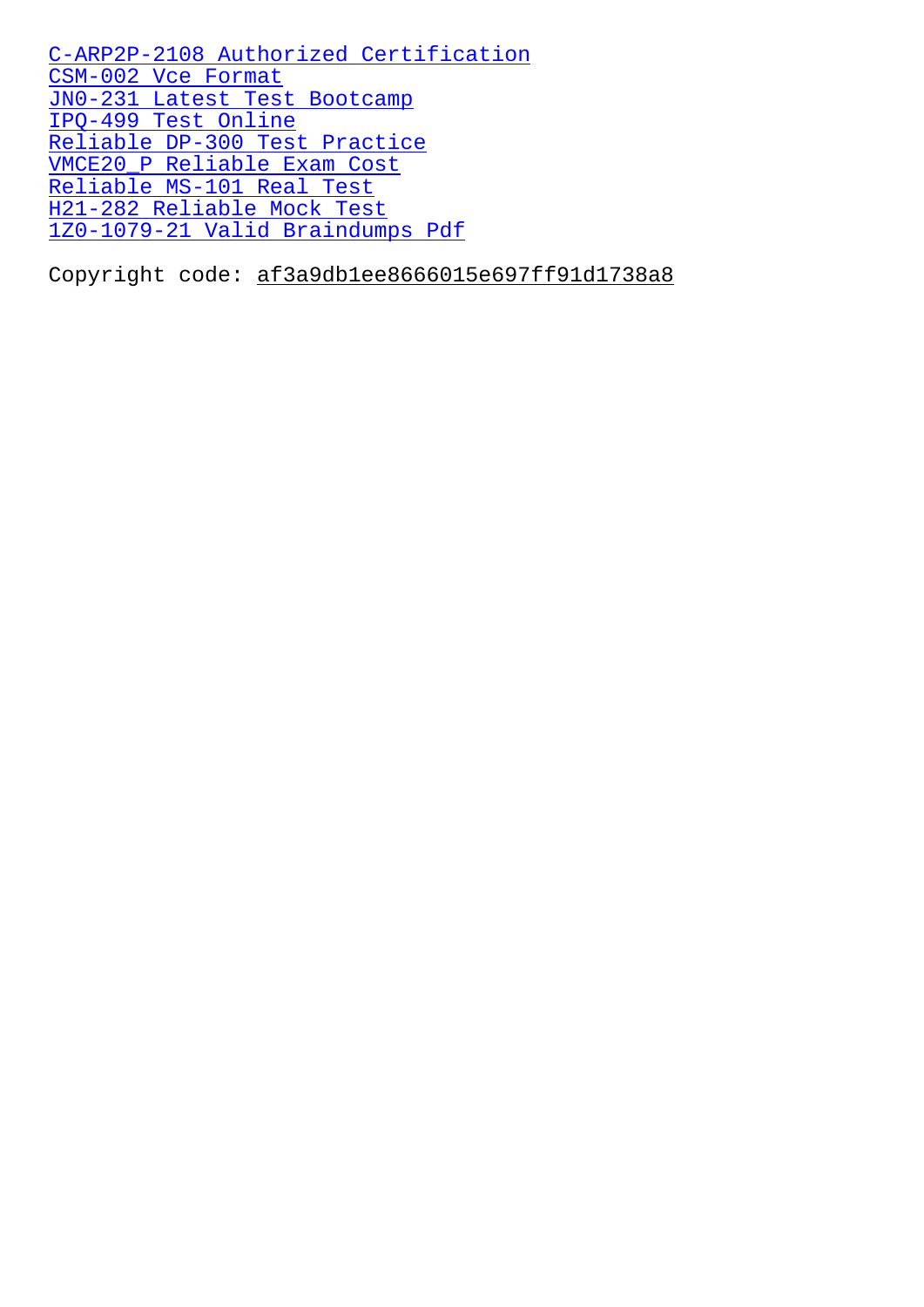C-ARP2P-2108 Authorized Certification
CSM-002 Vce Format
JN0-231 Latest Test Bootcamp
IPQ-499 Test Online
Reliable DP-300 Test Practice
VMCE20_P Reliable Exam Cost
Reliable MS-101 Real Test
H21-282 Reliable Mock Test
1Z0-1079-21 Valid Braindumps Pdf

Copyright code: af3a9db1ee8666015e697ff91d1738a8